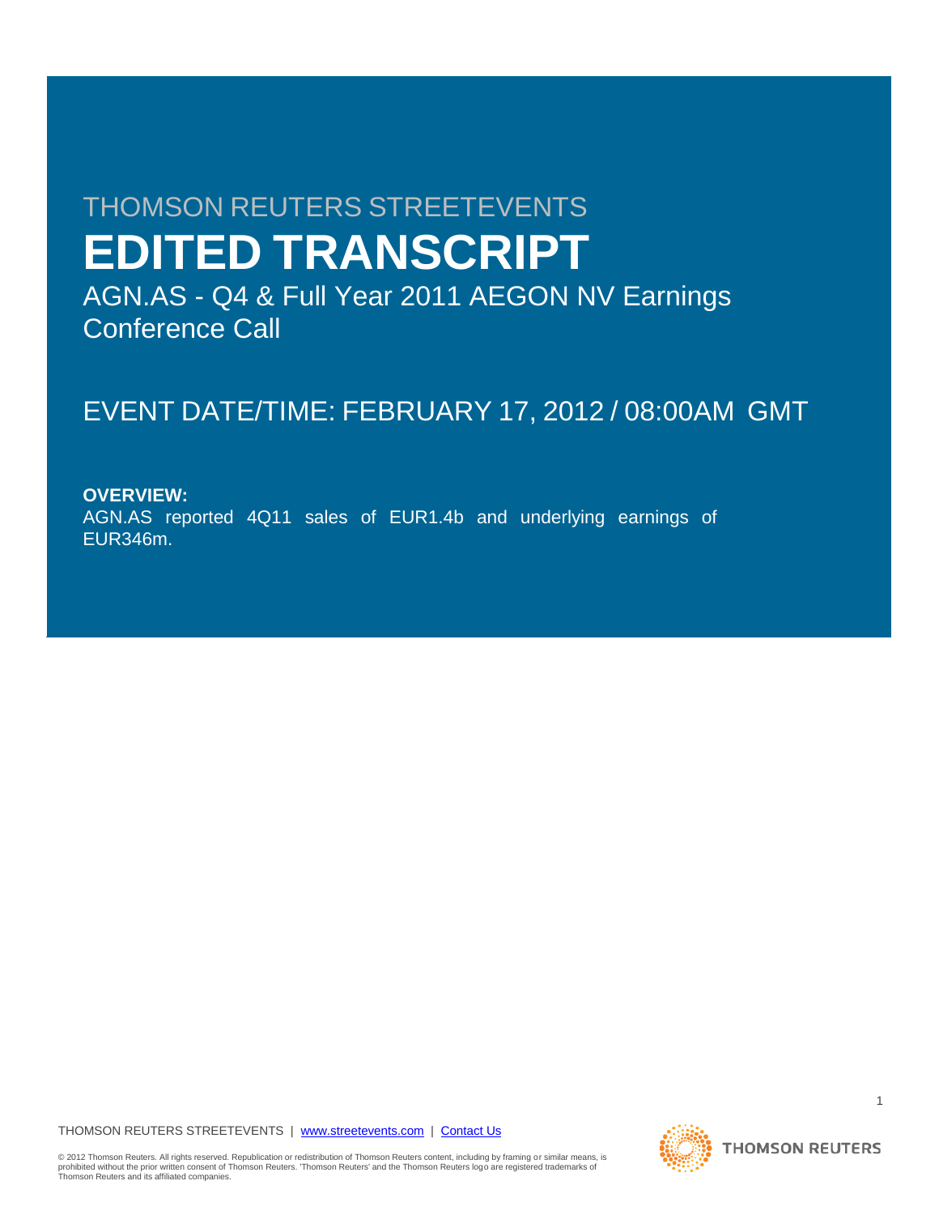THOMSON REUTERS STREETEVENTS

# EDITED TRANSCRIPT

AGN.AS - Q4 & Full Year 2011 AEGON NV Earnings Conference Call

EVENT DATE/TIME: FEBRUARY 17, 2012 / 08:00AM GMT

**OVERVIEW:**

AGN.AS reported 4Q11 sales of EUR1.4b and underlying earnings of EUR346m.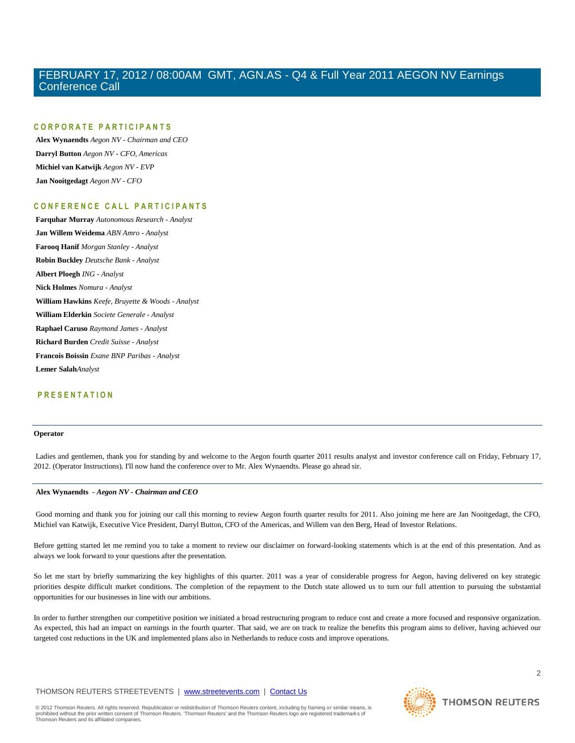# FEBRUARY 17, 2012 / 08:00AM GMT, AGN.AS - Q4 & Full Year 2011 AEGON NV Earnings Conference Call

## CORPORATE PARTICIPANTS

**Alex Wynaendts** *Aegon NV - Chairman and CEO*

**Darryl Button** *Aegon NV - CFO, Americas*

**Michiel van Katwijk** *Aegon NV - EVP*

**Jan Nooitgedagt** *Aegon NV - CFO*

## CONFERENCE CALL PARTICIPANTS

**Farquhar Murray** *Autonomous Research - Analyst*

**Jan Willem Weidema** *ABN Amro - Analyst*

**Farooq Hanif** *Morgan Stanley - Analyst*

**Robin Buckley** *Deutsche Bank - Analyst*

**Albert Ploegh** *ING - Analyst*

**Nick Holmes** *Nomura - Analyst*

**William Hawkins** *Keefe, Bruyette & Woods - Analyst*

**William Elderkin** *Societe Generale - Analyst*

**Raphael Caruso** *Raymond James - Analyst*

**Richard Burden** *Credit Suisse - Analyst*

**Francois Boissin** *Exane BNP Paribas - Analyst*

**Lemer Salah** *Analyst*

## PRESENTATION

---

**Operator**

Ladies and gentlemen, thank you for standing by and welcome to the Aegon fourth quarter 2011 results analyst and investor conference call on Friday, February 17, 2012. (Operator Instructions). I'll now hand the conference over to Mr. Alex Wynaendts. Please go ahead sir.

---

**Alex Wynaendts** - *Aegon NV - Chairman and CEO*

Good morning and thank you for joining our call this morning to review Aegon fourth quarter results for 2011. Also joining me here are Jan Nooitgedagt, the CFO, Michiel van Katwijk, Executive Vice President, Darryl Button, CFO of the Americas, and Willem van den Berg, Head of Investor Relations.

Before getting started let me remind you to take a moment to review our disclaimer on forward-looking statements which is at the end of this presentation. And as always we look forward to your questions after the presentation.

So let me start by briefly summarizing the key highlights of this quarter. 2011 was a year of considerable progress for Aegon, having delivered on key strategic priorities despite difficult market conditions. The completion of the repayment to the Dutch state allowed us to turn our full attention to pursuing the substantial opportunities for our businesses in line with our ambitions.

In order to further strengthen our competitive position we initiated a broad restructuring program to reduce cost and create a more focused and responsive organization. As expected, this had an impact on earnings in the fourth quarter. That said, we are on track to realize the benefits this program aims to deliver, having achieved our targeted cost reductions in the UK and implemented plans also in Netherlands to reduce costs and improve operations.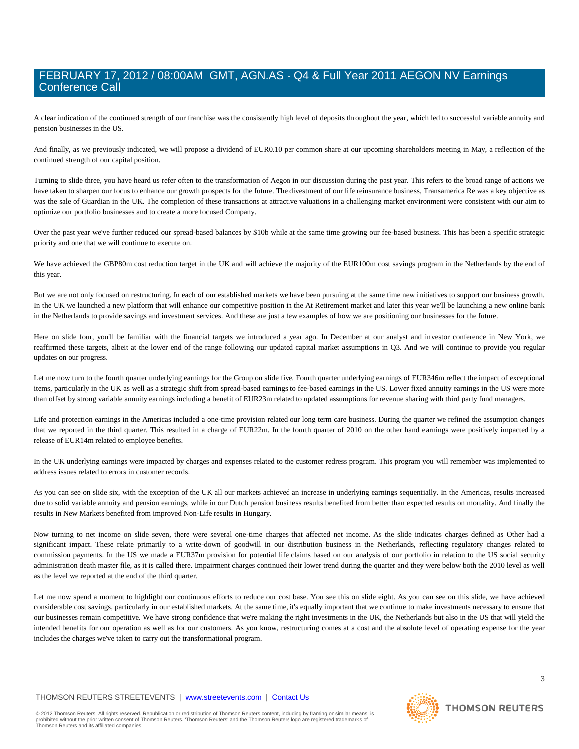A clear indication of the continued strength of our franchise was the consistently high level of deposits throughout the year, which led to successful variable annuity and pension businesses in the US.

And finally, as we previously indicated, we will propose a dividend of EUR0.10 per common share at our upcoming shareholders meeting in May, a reflection of the continued strength of our capital position.

Turning to slide three, you have heard us refer often to the transformation of Aegon in our discussion during the past year. This refers to the broad range of actions we have taken to sharpen our focus to enhance our growth prospects for the future. The divestment of our life reinsurance business, Transamerica Re was a key objective as was the sale of Guardian in the UK. The completion of these transactions at attractive valuations in a challenging market environment were consistent with our aim to optimize our portfolio businesses and to create a more focused Company.

Over the past year we've further reduced our spread-based balances by $10b while at the same time growing our fee-based business. This has been a specific strategic priority and one that we will continue to execute on.

We have achieved the GBP80m cost reduction target in the UK and will achieve the majority of the EUR100m cost savings program in the Netherlands by the end of this year.

But we are not only focused on restructuring. In each of our established markets we have been pursuing at the same time new initiatives to support our business growth. In the UK we launched a new platform that will enhance our competitive position in the At Retirement market and later this year we'll be launching a new online bank in the Netherlands to provide savings and investment services. And these are just a few examples of how we are positioning our businesses for the future.

Here on slide four, you'll be familiar with the financial targets we introduced a year ago. In December at our analyst and investor conference in New York, we reaffirmed these targets, albeit at the lower end of the range following our updated capital market assumptions in Q3. And we will continue to provide you regular updates on our progress.

Let me now turn to the fourth quarter underlying earnings for the Group on slide five. Fourth quarter underlying earnings of EUR346m reflect the impact of exceptional items, particularly in the UK as well as a strategic shift from spread-based earnings to fee-based earnings in the US. Lower fixed annuity earnings in the US were more than offset by strong variable annuity earnings including a benefit of EUR23m related to updated assumptions for revenue sharing with third party fund managers.

Life and protection earnings in the Americas included a one-time provision related our long term care business. During the quarter we refined the assumption changes that we reported in the third quarter. This resulted in a charge of EUR22m. In the fourth quarter of 2010 on the other hand earnings were positively impacted by a release of EUR14m related to employee benefits.

In the UK underlying earnings were impacted by charges and expenses related to the customer redress program. This program you will remember was implemented to address issues related to errors in customer records.

As you can see on slide six, with the exception of the UK all our markets achieved an increase in underlying earnings sequentially. In the Americas, results increased due to solid variable annuity and pension earnings, while in our Dutch pension business results benefited from better than expected results on mortality. And finally the results in New Markets benefited from improved Non-Life results in Hungary.

Now turning to net income on slide seven, there were several one-time charges that affected net income. As the slide indicates charges defined as Other had a significant impact. These relate primarily to a write-down of goodwill in our distribution business in the Netherlands, reflecting regulatory changes related to commission payments. In the US we made a EUR37m provision for potential life claims based on our analysis of our portfolio in relation to the US social security administration death master file, as it is called there. Impairment charges continued their lower trend during the quarter and they were below both the 2010 level as well as the level we reported at the end of the third quarter.

Let me now spend a moment to highlight our continuous efforts to reduce our cost base. You see this on slide eight. As you can see on this slide, we have achieved considerable cost savings, particularly in our established markets. At the same time, it's equally important that we continue to make investments necessary to ensure that our businesses remain competitive. We have strong confidence that we're making the right investments in the UK, the Netherlands but also in the US that will yield the intended benefits for our operation as well as for our customers. As you know, restructuring comes at a cost and the absolute level of operating expense for the year includes the charges we've taken to carry out the transformational program.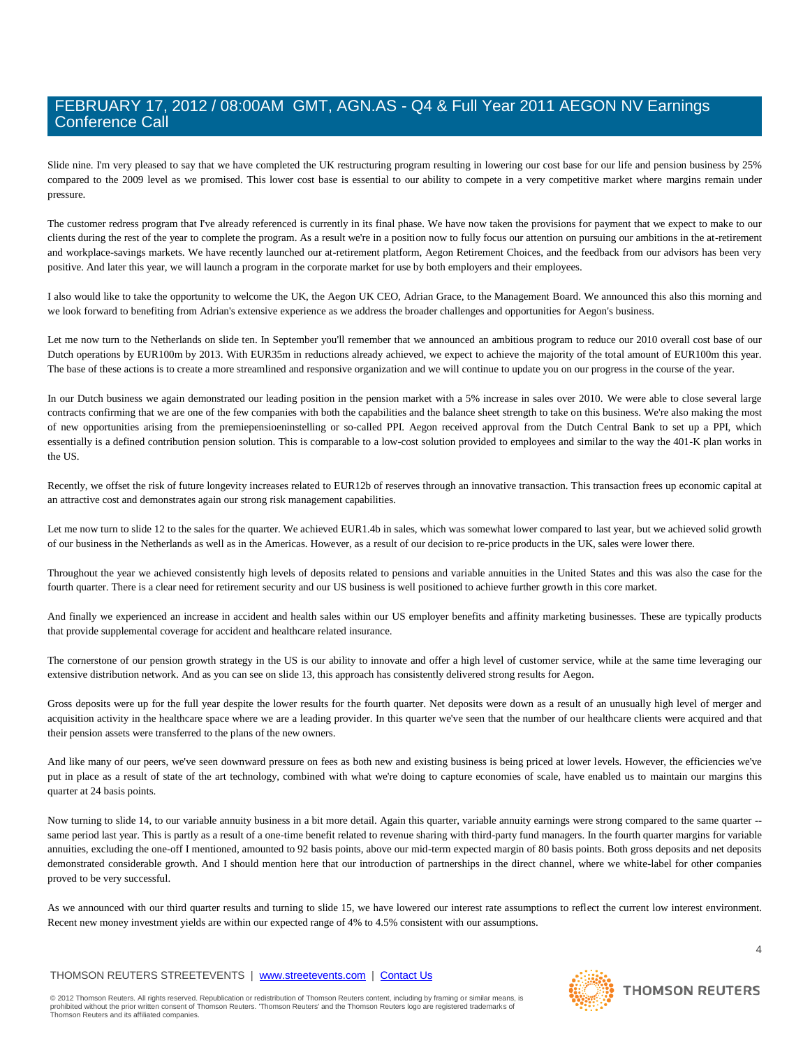Slide nine. I'm very pleased to say that we have completed the UK restructuring program resulting in lowering our cost base for our life and pension business by 25% compared to the 2009 level as we promised. This lower cost base is essential to our ability to compete in a very competitive market where margins remain under pressure.

The customer redress program that I've already referenced is currently in its final phase. We have now taken the provisions for payment that we expect to make to our clients during the rest of the year to complete the program. As a result we're in a position now to fully focus our attention on pursuing our ambitions in the at-retirement and workplace-savings markets. We have recently launched our at-retirement platform, Aegon Retirement Choices, and the feedback from our advisors has been very positive. And later this year, we will launch a program in the corporate market for use by both employers and their employees.

I also would like to take the opportunity to welcome the UK, the Aegon UK CEO, Adrian Grace, to the Management Board. We announced this also this morning and we look forward to benefiting from Adrian's extensive experience as we address the broader challenges and opportunities for Aegon's business.

Let me now turn to the Netherlands on slide ten. In September you'll remember that we announced an ambitious program to reduce our 2010 overall cost base of our Dutch operations by EUR100m by 2013. With EUR35m in reductions already achieved, we expect to achieve the majority of the total amount of EUR100m this year. The base of these actions is to create a more streamlined and responsive organization and we will continue to update you on our progress in the course of the year.

In our Dutch business we again demonstrated our leading position in the pension market with a 5% increase in sales over 2010. We were able to close several large contracts confirming that we are one of the few companies with both the capabilities and the balance sheet strength to take on this business. We're also making the most of new opportunities arising from the premiepensioeninstelling or so-called PPI. Aegon received approval from the Dutch Central Bank to set up a PPI, which essentially is a defined contribution pension solution. This is comparable to a low-cost solution provided to employees and similar to the way the 401-K plan works in the US.

Recently, we offset the risk of future longevity increases related to EUR12b of reserves through an innovative transaction. This transaction frees up economic capital at an attractive cost and demonstrates again our strong risk management capabilities.

Let me now turn to slide 12 to the sales for the quarter. We achieved EUR1.4b in sales, which was somewhat lower compared to last year, but we achieved solid growth of our business in the Netherlands as well as in the Americas. However, as a result of our decision to re-price products in the UK, sales were lower there.

Throughout the year we achieved consistently high levels of deposits related to pensions and variable annuities in the United States and this was also the case for the fourth quarter. There is a clear need for retirement security and our US business is well positioned to achieve further growth in this core market.

And finally we experienced an increase in accident and health sales within our US employer benefits and affinity marketing businesses. These are typically products that provide supplemental coverage for accident and healthcare related insurance.

The cornerstone of our pension growth strategy in the US is our ability to innovate and offer a high level of customer service, while at the same time leveraging our extensive distribution network. And as you can see on slide 13, this approach has consistently delivered strong results for Aegon.

Gross deposits were up for the full year despite the lower results for the fourth quarter. Net deposits were down as a result of an unusually high level of merger and acquisition activity in the healthcare space where we are a leading provider. In this quarter we've seen that the number of our healthcare clients were acquired and that their pension assets were transferred to the plans of the new owners.

And like many of our peers, we've seen downward pressure on fees as both new and existing business is being priced at lower levels. However, the efficiencies we've put in place as a result of state of the art technology, combined with what we're doing to capture economies of scale, have enabled us to maintain our margins this quarter at 24 basis points.

Now turning to slide 14, to our variable annuity business in a bit more detail. Again this quarter, variable annuity earnings were strong compared to the same quarter -- same period last year. This is partly as a result of a one-time benefit related to revenue sharing with third-party fund managers. In the fourth quarter margins for variable annuities, excluding the one-off I mentioned, amounted to 92 basis points, above our mid-term expected margin of 80 basis points. Both gross deposits and net deposits demonstrated considerable growth. And I should mention here that our introduction of partnerships in the direct channel, where we white-label for other companies proved to be very successful.

As we announced with our third quarter results and turning to slide 15, we have lowered our interest rate assumptions to reflect the current low interest environment. Recent new money investment yields are within our expected range of 4% to 4.5% consistent with our assumptions.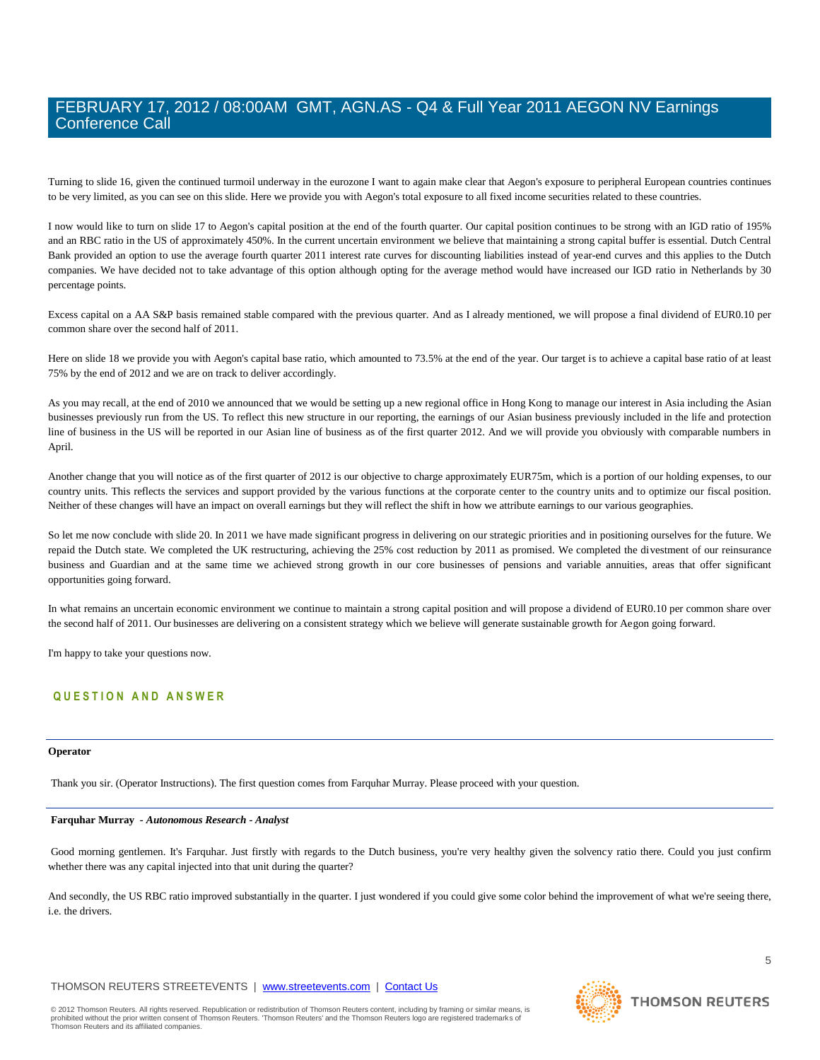Turning to slide 16, given the continued turmoil underway in the eurozone I want to again make clear that Aegon's exposure to peripheral European countries continues to be very limited, as you can see on this slide. Here we provide you with Aegon's total exposure to all fixed income securities related to these countries.

I now would like to turn on slide 17 to Aegon's capital position at the end of the fourth quarter. Our capital position continues to be strong with an IGD ratio of 195% and an RBC ratio in the US of approximately 450%. In the current uncertain environment we believe that maintaining a strong capital buffer is essential. Dutch Central Bank provided an option to use the average fourth quarter 2011 interest rate curves for discounting liabilities instead of year-end curves and this applies to the Dutch companies. We have decided not to take advantage of this option although opting for the average method would have increased our IGD ratio in Netherlands by 30 percentage points.

Excess capital on a AA S&P basis remained stable compared with the previous quarter. And as I already mentioned, we will propose a final dividend of EUR0.10 per common share over the second half of 2011.

Here on slide 18 we provide you with Aegon's capital base ratio, which amounted to 73.5% at the end of the year. Our target is to achieve a capital base ratio of at least 75% by the end of 2012 and we are on track to deliver accordingly.

As you may recall, at the end of 2010 we announced that we would be setting up a new regional office in Hong Kong to manage our interest in Asia including the Asian businesses previously run from the US. To reflect this new structure in our reporting, the earnings of our Asian business previously included in the life and protection line of business in the US will be reported in our Asian line of business as of the first quarter 2012. And we will provide you obviously with comparable numbers in April.

Another change that you will notice as of the first quarter of 2012 is our objective to charge approximately EUR75m, which is a portion of our holding expenses, to our country units. This reflects the services and support provided by the various functions at the corporate center to the country units and to optimize our fiscal position. Neither of these changes will have an impact on overall earnings but they will reflect the shift in how we attribute earnings to our various geographies.

So let me now conclude with slide 20. In 2011 we have made significant progress in delivering on our strategic priorities and in positioning ourselves for the future. We repaid the Dutch state. We completed the UK restructuring, achieving the 25% cost reduction by 2011 as promised. We completed the divestment of our reinsurance business and Guardian and at the same time we achieved strong growth in our core businesses of pensions and variable annuities, areas that offer significant opportunities going forward.

In what remains an uncertain economic environment we continue to maintain a strong capital position and will propose a dividend of EUR0.10 per common share over the second half of 2011. Our businesses are delivering on a consistent strategy which we believe will generate sustainable growth for Aegon going forward.

I'm happy to take your questions now.

## QUESTION AND ANSWER

---

**Operator**

Thank you sir. (Operator Instructions). The first question comes from Farquhar Murray. Please proceed with your question.

---

**Farquhar Murray** *- Autonomous Research - Analyst*

Good morning gentlemen. It's Farquhar. Just firstly with regards to the Dutch business, you're very healthy given the solvency ratio there. Could you just confirm whether there was any capital injected into that unit during the quarter?

And secondly, the US RBC ratio improved substantially in the quarter. I just wondered if you could give some color behind the improvement of what we're seeing there, i.e. the drivers.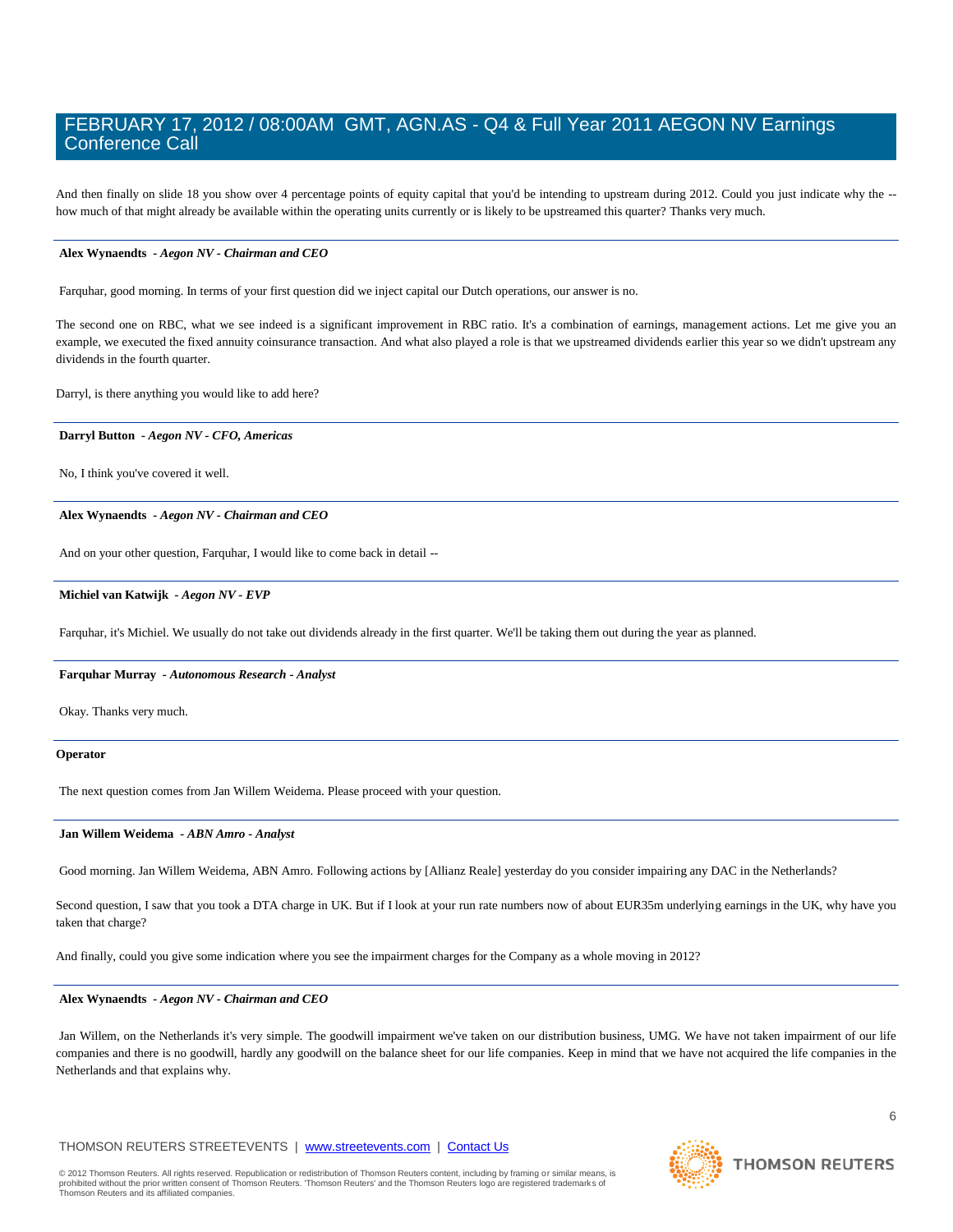And then finally on slide 18 you show over 4 percentage points of equity capital that you'd be intending to upstream during 2012. Could you just indicate why the -- how much of that might already be available within the operating units currently or is likely to be upstreamed this quarter? Thanks very much.

---

**Alex Wynaendts** *- Aegon NV - Chairman and CEO*

Farquhar, good morning. In terms of your first question did we inject capital our Dutch operations, our answer is no.

The second one on RBC, what we see indeed is a significant improvement in RBC ratio. It's a combination of earnings, management actions. Let me give you an example, we executed the fixed annuity coinsurance transaction. And what also played a role is that we upstreamed dividends earlier this year so we didn't upstream any dividends in the fourth quarter.

Darryl, is there anything you would like to add here?

---

**Darryl Button** *- Aegon NV - CFO, Americas*

No, I think you've covered it well.

---

**Alex Wynaendts** *- Aegon NV - Chairman and CEO*

And on your other question, Farquhar, I would like to come back in detail --

---

**Michiel van Katwijk** *- Aegon NV - EVP*

Farquhar, it's Michiel. We usually do not take out dividends already in the first quarter. We'll be taking them out during the year as planned.

---

**Farquhar Murray** *- Autonomous Research - Analyst*

Okay. Thanks very much.

---

**Operator**

The next question comes from Jan Willem Weidema. Please proceed with your question.

---

**Jan Willem Weidema** *- ABN Amro - Analyst*

Good morning. Jan Willem Weidema, ABN Amro. Following actions by [Allianz Reale] yesterday do you consider impairing any DAC in the Netherlands?

Second question, I saw that you took a DTA charge in UK. But if I look at your run rate numbers now of about EUR35m underlying earnings in the UK, why have you taken that charge?

And finally, could you give some indication where you see the impairment charges for the Company as a whole moving in 2012?

---

**Alex Wynaendts** *- Aegon NV - Chairman and CEO*

Jan Willem, on the Netherlands it's very simple. The goodwill impairment we've taken on our distribution business, UMG. We have not taken impairment of our life companies and there is no goodwill, hardly any goodwill on the balance sheet for our life companies. Keep in mind that we have not acquired the life companies in the Netherlands and that explains why.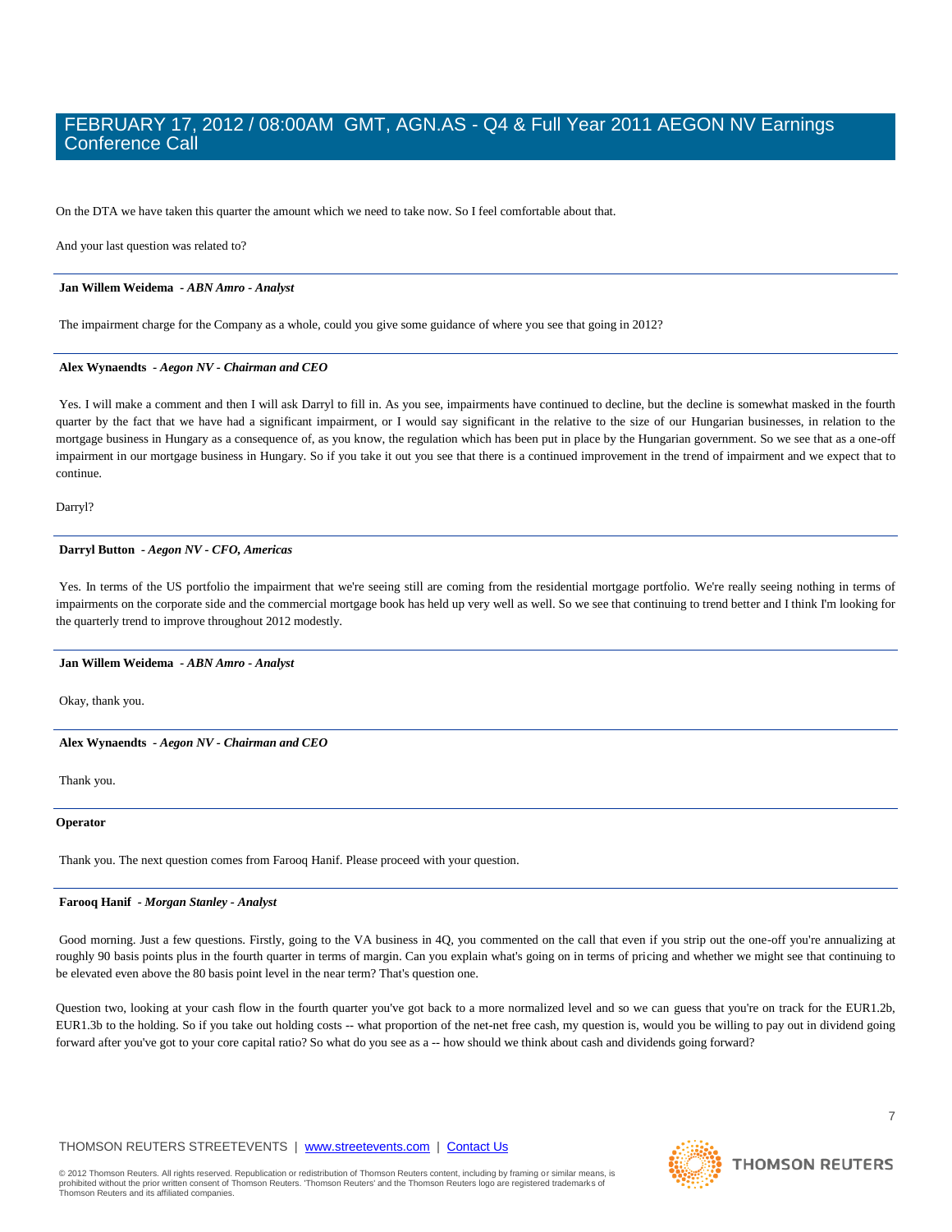On the DTA we have taken this quarter the amount which we need to take now. So I feel comfortable about that.

And your last question was related to?

---

**Jan Willem Weidema** *- ABN Amro - Analyst*

The impairment charge for the Company as a whole, could you give some guidance of where you see that going in 2012?

---

**Alex Wynaendts** *- Aegon NV - Chairman and CEO*

Yes. I will make a comment and then I will ask Darryl to fill in. As you see, impairments have continued to decline, but the decline is somewhat masked in the fourth quarter by the fact that we have had a significant impairment, or I would say significant in the relative to the size of our Hungarian businesses, in relation to the mortgage business in Hungary as a consequence of, as you know, the regulation which has been put in place by the Hungarian government. So we see that as a one-off impairment in our mortgage business in Hungary. So if you take it out you see that there is a continued improvement in the trend of impairment and we expect that to continue.

Darryl?

---

**Darryl Button** *- Aegon NV - CFO, Americas*

Yes. In terms of the US portfolio the impairment that we're seeing still are coming from the residential mortgage portfolio. We're really seeing nothing in terms of impairments on the corporate side and the commercial mortgage book has held up very well as well. So we see that continuing to trend better and I think I'm looking for the quarterly trend to improve throughout 2012 modestly.

---

**Jan Willem Weidema** *- ABN Amro - Analyst*

Okay, thank you.

---

**Alex Wynaendts** *- Aegon NV - Chairman and CEO*

Thank you.

---

**Operator**

Thank you. The next question comes from Farooq Hanif. Please proceed with your question.

---

**Farooq Hanif** *- Morgan Stanley - Analyst*

Good morning. Just a few questions. Firstly, going to the VA business in 4Q, you commented on the call that even if you strip out the one-off you're annualizing at roughly 90 basis points plus in the fourth quarter in terms of margin. Can you explain what's going on in terms of pricing and whether we might see that continuing to be elevated even above the 80 basis point level in the near term? That's question one.

Question two, looking at your cash flow in the fourth quarter you've got back to a more normalized level and so we can guess that you're on track for the EUR1.2b, EUR1.3b to the holding. So if you take out holding costs -- what proportion of the net-net free cash, my question is, would you be willing to pay out in dividend going forward after you've got to your core capital ratio? So what do you see as a -- how should we think about cash and dividends going forward?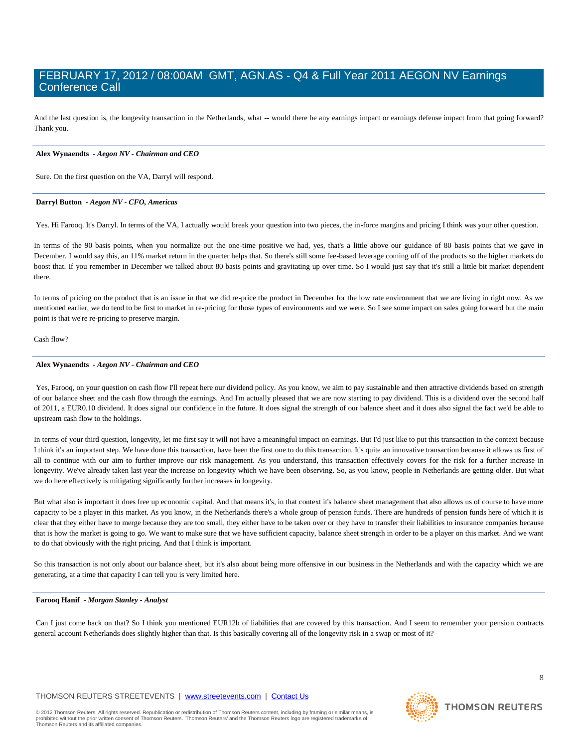And the last question is, the longevity transaction in the Netherlands, what -- would there be any earnings impact or earnings defense impact from that going forward? Thank you.

**Alex Wynaendts** - *Aegon NV - Chairman and CEO*

Sure. On the first question on the VA, Darryl will respond.

**Darryl Button** - *Aegon NV - CFO, Americas*

Yes. Hi Farooq. It's Darryl. In terms of the VA, I actually would break your question into two pieces, the in-force margins and pricing I think was your other question.

In terms of the 90 basis points, when you normalize out the one-time positive we had, yes, that's a little above our guidance of 80 basis points that we gave in December. I would say this, an 11% market return in the quarter helps that. So there's still some fee-based leverage coming off of the products so the higher markets do boost that. If you remember in December we talked about 80 basis points and gravitating up over time. So I would just say that it's still a little bit market dependent there.

In terms of pricing on the product that is an issue in that we did re-price the product in December for the low rate environment that we are living in right now. As we mentioned earlier, we do tend to be first to market in re-pricing for those types of environments and we were. So I see some impact on sales going forward but the main point is that we're re-pricing to preserve margin.

Cash flow?

**Alex Wynaendts** - *Aegon NV - Chairman and CEO*

Yes, Farooq, on your question on cash flow I'll repeat here our dividend policy. As you know, we aim to pay sustainable and then attractive dividends based on strength of our balance sheet and the cash flow through the earnings. And I'm actually pleased that we are now starting to pay dividend. This is a dividend over the second half of 2011, a EUR0.10 dividend. It does signal our confidence in the future. It does signal the strength of our balance sheet and it does also signal the fact we'd be able to upstream cash flow to the holdings.

In terms of your third question, longevity, let me first say it will not have a meaningful impact on earnings. But I'd just like to put this transaction in the context because I think it's an important step. We have done this transaction, have been the first one to do this transaction. It's quite an innovative transaction because it allows us first of all to continue with our aim to further improve our risk management. As you understand, this transaction effectively covers for the risk for a further increase in longevity. We've already taken last year the increase on longevity which we have been observing. So, as you know, people in Netherlands are getting older. But what we do here effectively is mitigating significantly further increases in longevity.

But what also is important it does free up economic capital. And that means it's, in that context it's balance sheet management that also allows us of course to have more capacity to be a player in this market. As you know, in the Netherlands there's a whole group of pension funds. There are hundreds of pension funds here of which it is clear that they either have to merge because they are too small, they either have to be taken over or they have to transfer their liabilities to insurance companies because that is how the market is going to go. We want to make sure that we have sufficient capacity, balance sheet strength in order to be a player on this market. And we want to do that obviously with the right pricing. And that I think is important.

So this transaction is not only about our balance sheet, but it's also about being more offensive in our business in the Netherlands and with the capacity which we are generating, at a time that capacity I can tell you is very limited here.

**Farooq Hanif** - *Morgan Stanley - Analyst*

Can I just come back on that? So I think you mentioned EUR12b of liabilities that are covered by this transaction. And I seem to remember your pension contracts general account Netherlands does slightly higher than that. Is this basically covering all of the longevity risk in a swap or most of it?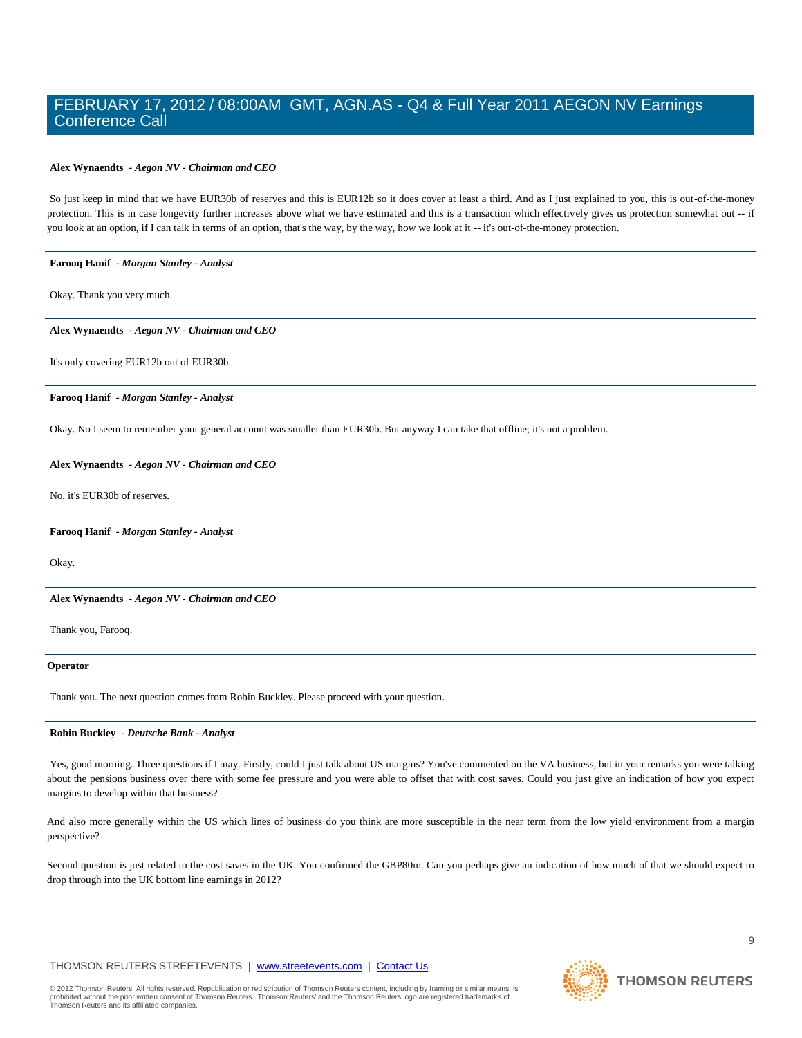**Alex Wynaendts** - ***Aegon NV - Chairman and CEO***

So just keep in mind that we have EUR30b of reserves and this is EUR12b so it does cover at least a third. And as I just explained to you, this is out-of-the-money protection. This is in case longevity further increases above what we have estimated and this is a transaction which effectively gives us protection somewhat out -- if you look at an option, if I can talk in terms of an option, that's the way, by the way, how we look at it -- it's out-of-the-money protection.

---

**Farooq Hanif** - ***Morgan Stanley - Analyst***

Okay. Thank you very much.

---

**Alex Wynaendts** - ***Aegon NV - Chairman and CEO***

It's only covering EUR12b out of EUR30b.

---

**Farooq Hanif** - ***Morgan Stanley - Analyst***

Okay. No I seem to remember your general account was smaller than EUR30b. But anyway I can take that offline; it's not a problem.

---

**Alex Wynaendts** - ***Aegon NV - Chairman and CEO***

No, it's EUR30b of reserves.

---

**Farooq Hanif** - ***Morgan Stanley - Analyst***

Okay.

---

**Alex Wynaendts** - ***Aegon NV - Chairman and CEO***

Thank you, Farooq.

---

**Operator**

Thank you. The next question comes from Robin Buckley. Please proceed with your question.

---

**Robin Buckley** - ***Deutsche Bank - Analyst***

Yes, good morning. Three questions if I may. Firstly, could I just talk about US margins? You've commented on the VA business, but in your remarks you were talking about the pensions business over there with some fee pressure and you were able to offset that with cost saves. Could you just give an indication of how you expect margins to develop within that business?

And also more generally within the US which lines of business do you think are more susceptible in the near term from the low yield environment from a margin perspective?

Second question is just related to the cost saves in the UK. You confirmed the GBP80m. Can you perhaps give an indication of how much of that we should expect to drop through into the UK bottom line earnings in 2012?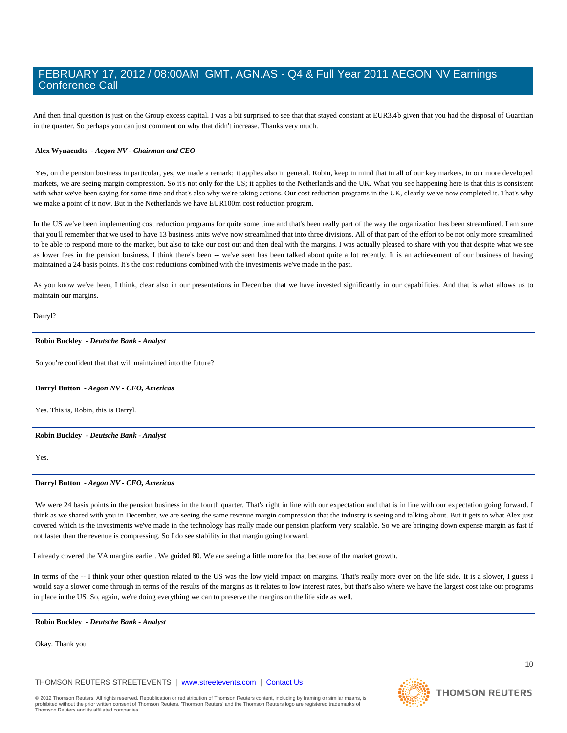And then final question is just on the Group excess capital. I was a bit surprised to see that that stayed constant at EUR3.4b given that you had the disposal of Guardian in the quarter. So perhaps you can just comment on why that didn't increase. Thanks very much.

---

**Alex Wynaendts** *- Aegon NV - Chairman and CEO*

Yes, on the pension business in particular, yes, we made a remark; it applies also in general. Robin, keep in mind that in all of our key markets, in our more developed markets, we are seeing margin compression. So it's not only for the US; it applies to the Netherlands and the UK. What you see happening here is that this is consistent with what we've been saying for some time and that's also why we're taking actions. Our cost reduction programs in the UK, clearly we've now completed it. That's why we make a point of it now. But in the Netherlands we have EUR100m cost reduction program.

In the US we've been implementing cost reduction programs for quite some time and that's been really part of the way the organization has been streamlined. I am sure that you'll remember that we used to have 13 business units we've now streamlined that into three divisions. All of that part of the effort to be not only more streamlined to be able to respond more to the market, but also to take our cost out and then deal with the margins. I was actually pleased to share with you that despite what we see as lower fees in the pension business, I think there's been -- we've seen has been talked about quite a lot recently. It is an achievement of our business of having maintained a 24 basis points. It's the cost reductions combined with the investments we've made in the past.

As you know we've been, I think, clear also in our presentations in December that we have invested significantly in our capabilities. And that is what allows us to maintain our margins.

Darryl?

---

**Robin Buckley** *- Deutsche Bank - Analyst*

So you're confident that that will maintained into the future?

---

**Darryl Button** *- Aegon NV - CFO, Americas*

Yes. This is, Robin, this is Darryl.

---

**Robin Buckley** *- Deutsche Bank - Analyst*

Yes.

---

**Darryl Button** *- Aegon NV - CFO, Americas*

We were 24 basis points in the pension business in the fourth quarter. That's right in line with our expectation and that is in line with our expectation going forward. I think as we shared with you in December, we are seeing the same revenue margin compression that the industry is seeing and talking about. But it gets to what Alex just covered which is the investments we've made in the technology has really made our pension platform very scalable. So we are bringing down expense margin as fast if not faster than the revenue is compressing. So I do see stability in that margin going forward.

I already covered the VA margins earlier. We guided 80. We are seeing a little more for that because of the market growth.

In terms of the -- I think your other question related to the US was the low yield impact on margins. That's really more over on the life side. It is a slower, I guess I would say a slower come through in terms of the results of the margins as it relates to low interest rates, but that's also where we have the largest cost take out programs in place in the US. So, again, we're doing everything we can to preserve the margins on the life side as well.

---

**Robin Buckley** *- Deutsche Bank - Analyst*

Okay. Thank you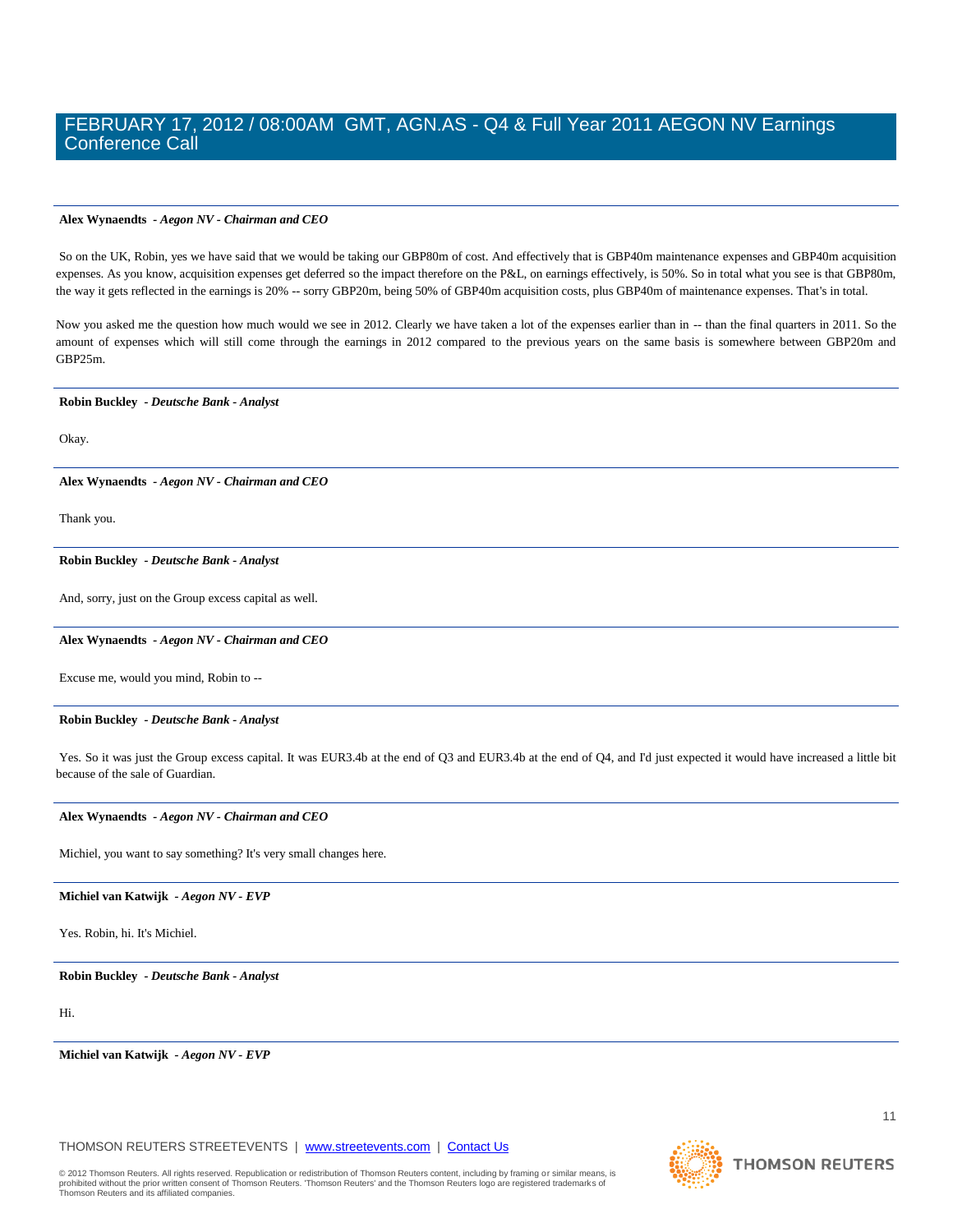**Alex Wynaendts** *- Aegon NV - Chairman and CEO*

So on the UK, Robin, yes we have said that we would be taking our GBP80m of cost. And effectively that is GBP40m maintenance expenses and GBP40m acquisition expenses. As you know, acquisition expenses get deferred so the impact therefore on the P&L, on earnings effectively, is 50%. So in total what you see is that GBP80m, the way it gets reflected in the earnings is 20% -- sorry GBP20m, being 50% of GBP40m acquisition costs, plus GBP40m of maintenance expenses. That's in total.

Now you asked me the question how much would we see in 2012. Clearly we have taken a lot of the expenses earlier than in -- than the final quarters in 2011. So the amount of expenses which will still come through the earnings in 2012 compared to the previous years on the same basis is somewhere between GBP20m and GBP25m.

---

**Robin Buckley** *- Deutsche Bank - Analyst*

Okay.

---

**Alex Wynaendts** *- Aegon NV - Chairman and CEO*

Thank you.

---

**Robin Buckley** *- Deutsche Bank - Analyst*

And, sorry, just on the Group excess capital as well.

---

**Alex Wynaendts** *- Aegon NV - Chairman and CEO*

Excuse me, would you mind, Robin to --

---

**Robin Buckley** *- Deutsche Bank - Analyst*

Yes. So it was just the Group excess capital. It was EUR3.4b at the end of Q3 and EUR3.4b at the end of Q4, and I'd just expected it would have increased a little bit because of the sale of Guardian.

---

**Alex Wynaendts** *- Aegon NV - Chairman and CEO*

Michiel, you want to say something? It's very small changes here.

---

**Michiel van Katwijk** *- Aegon NV - EVP*

Yes. Robin, hi. It's Michiel.

---

**Robin Buckley** *- Deutsche Bank - Analyst*

Hi.

---

**Michiel van Katwijk** *- Aegon NV - EVP*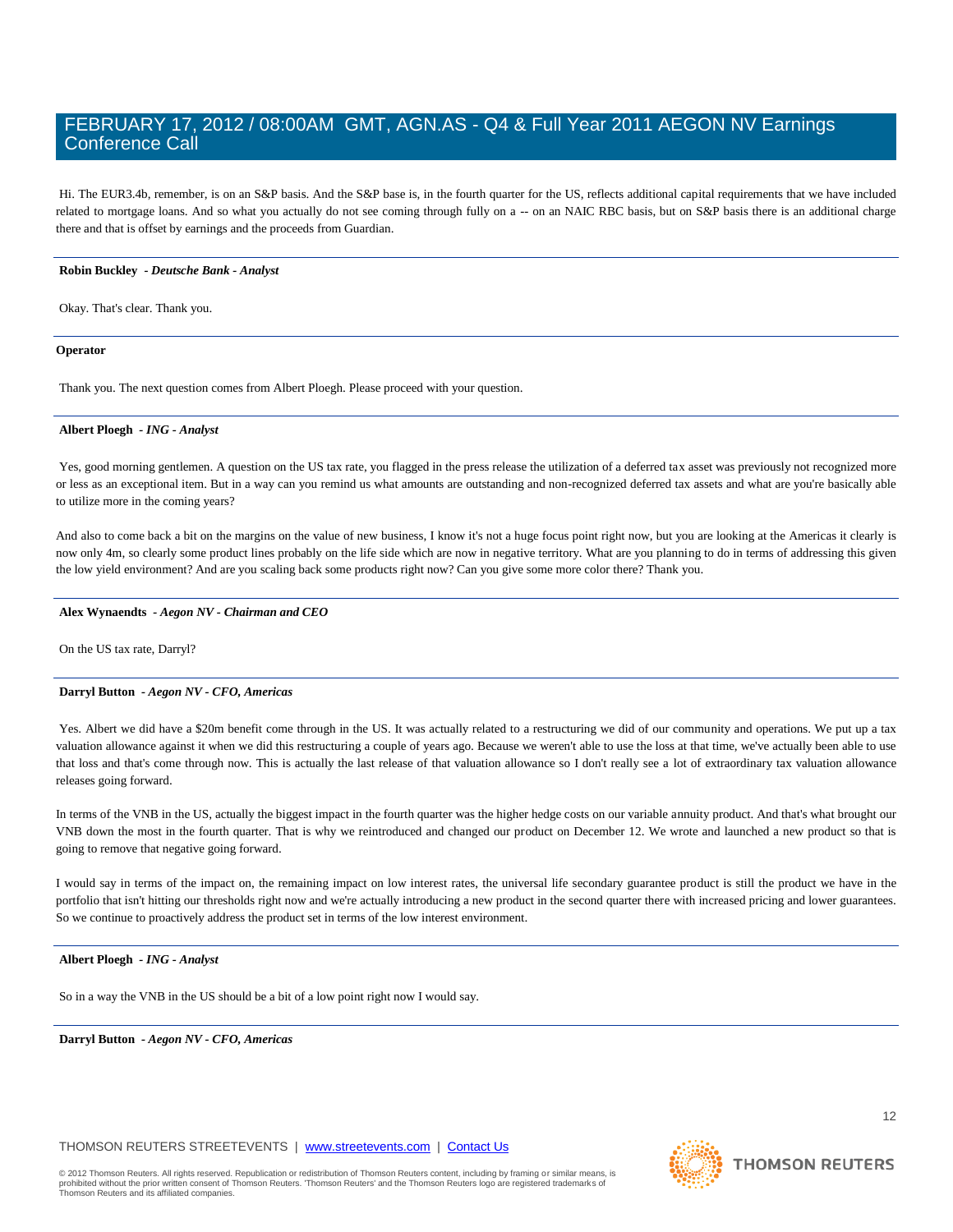Hi. The EUR3.4b, remember, is on an S&P basis. And the S&P base is, in the fourth quarter for the US, reflects additional capital requirements that we have included related to mortgage loans. And so what you actually do not see coming through fully on a -- on an NAIC RBC basis, but on S&P basis there is an additional charge there and that is offset by earnings and the proceeds from Guardian.

---

**Robin Buckley** *- Deutsche Bank - Analyst*

Okay. That's clear. Thank you.

---

**Operator**

Thank you. The next question comes from Albert Ploegh. Please proceed with your question.

---

**Albert Ploegh** *- ING - Analyst*

Yes, good morning gentlemen. A question on the US tax rate, you flagged in the press release the utilization of a deferred tax asset was previously not recognized more or less as an exceptional item. But in a way can you remind us what amounts are outstanding and non-recognized deferred tax assets and what are you're basically able to utilize more in the coming years?

And also to come back a bit on the margins on the value of new business, I know it's not a huge focus point right now, but you are looking at the Americas it clearly is now only 4m, so clearly some product lines probably on the life side which are now in negative territory. What are you planning to do in terms of addressing this given the low yield environment? And are you scaling back some products right now? Can you give some more color there? Thank you.

---

**Alex Wynaendts** *- Aegon NV - Chairman and CEO*

On the US tax rate, Darryl?

---

**Darryl Button** *- Aegon NV - CFO, Americas*

Yes. Albert we did have a $20m benefit come through in the US. It was actually related to a restructuring we did of our community and operations. We put up a tax valuation allowance against it when we did this restructuring a couple of years ago. Because we weren't able to use the loss at that time, we've actually been able to use that loss and that's come through now. This is actually the last release of that valuation allowance so I don't really see a lot of extraordinary tax valuation allowance releases going forward.

In terms of the VNB in the US, actually the biggest impact in the fourth quarter was the higher hedge costs on our variable annuity product. And that's what brought our VNB down the most in the fourth quarter. That is why we reintroduced and changed our product on December 12. We wrote and launched a new product so that is going to remove that negative going forward.

I would say in terms of the impact on, the remaining impact on low interest rates, the universal life secondary guarantee product is still the product we have in the portfolio that isn't hitting our thresholds right now and we're actually introducing a new product in the second quarter there with increased pricing and lower guarantees. So we continue to proactively address the product set in terms of the low interest environment.

---

**Albert Ploegh** *- ING - Analyst*

So in a way the VNB in the US should be a bit of a low point right now I would say.

---

**Darryl Button** *- Aegon NV - CFO, Americas*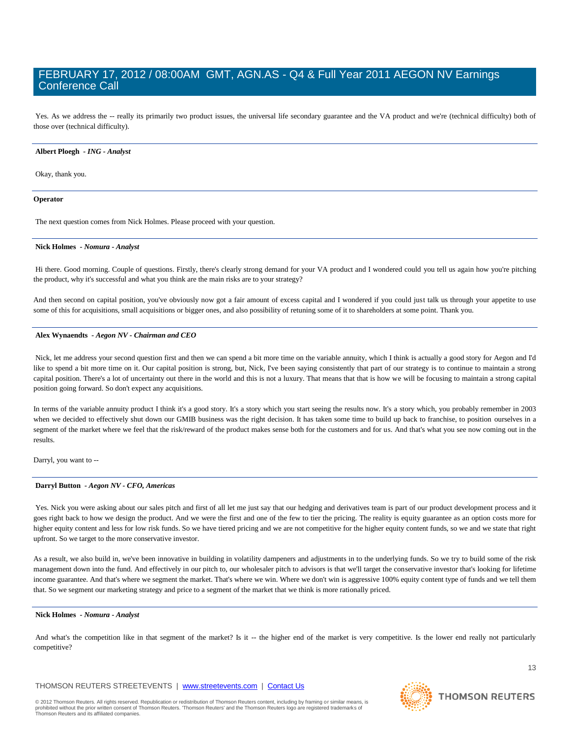Yes. As we address the -- really its primarily two product issues, the universal life secondary guarantee and the VA product and we're (technical difficulty) both of those over (technical difficulty).

**Albert Ploegh** *- ING - Analyst*

Okay, thank you.

**Operator**

The next question comes from Nick Holmes. Please proceed with your question.

**Nick Holmes** *- Nomura - Analyst*

Hi there. Good morning. Couple of questions. Firstly, there's clearly strong demand for your VA product and I wondered could you tell us again how you're pitching the product, why it's successful and what you think are the main risks are to your strategy?

And then second on capital position, you've obviously now got a fair amount of excess capital and I wondered if you could just talk us through your appetite to use some of this for acquisitions, small acquisitions or bigger ones, and also possibility of retuning some of it to shareholders at some point. Thank you.

**Alex Wynaendts** *- Aegon NV - Chairman and CEO*

Nick, let me address your second question first and then we can spend a bit more time on the variable annuity, which I think is actually a good story for Aegon and I'd like to spend a bit more time on it. Our capital position is strong, but, Nick, I've been saying consistently that part of our strategy is to continue to maintain a strong capital position. There's a lot of uncertainty out there in the world and this is not a luxury. That means that that is how we will be focusing to maintain a strong capital position going forward. So don't expect any acquisitions.

In terms of the variable annuity product I think it's a good story. It's a story which you start seeing the results now. It's a story which, you probably remember in 2003 when we decided to effectively shut down our GMIB business was the right decision. It has taken some time to build up back to franchise, to position ourselves in a segment of the market where we feel that the risk/reward of the product makes sense both for the customers and for us. And that's what you see now coming out in the results.

Darryl, you want to --

**Darryl Button** *- Aegon NV - CFO, Americas*

Yes. Nick you were asking about our sales pitch and first of all let me just say that our hedging and derivatives team is part of our product development process and it goes right back to how we design the product. And we were the first and one of the few to tier the pricing. The reality is equity guarantee as an option costs more for higher equity content and less for low risk funds. So we have tiered pricing and we are not competitive for the higher equity content funds, so we and we state that right upfront. So we target to the more conservative investor.

As a result, we also build in, we've been innovative in building in volatility dampeners and adjustments in to the underlying funds. So we try to build some of the risk management down into the fund. And effectively in our pitch to, our wholesaler pitch to advisors is that we'll target the conservative investor that's looking for lifetime income guarantee. And that's where we segment the market. That's where we win. Where we don't win is aggressive 100% equity content type of funds and we tell them that. So we segment our marketing strategy and price to a segment of the market that we think is more rationally priced.

**Nick Holmes** *- Nomura - Analyst*

And what's the competition like in that segment of the market? Is it -- the higher end of the market is very competitive. Is the lower end really not particularly competitive?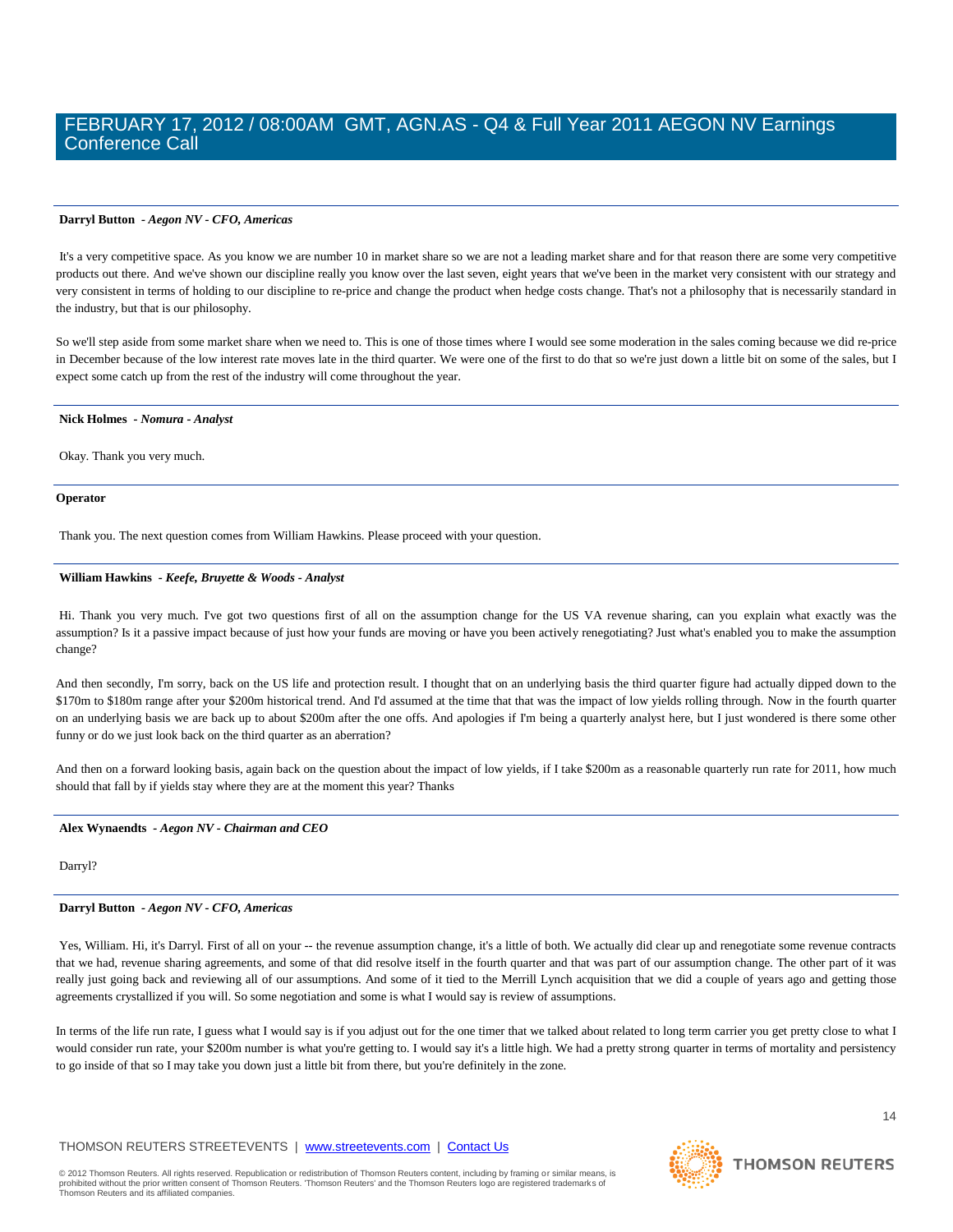**Darryl Button** *- Aegon NV - CFO, Americas*

It's a very competitive space. As you know we are number 10 in market share so we are not a leading market share and for that reason there are some very competitive products out there. And we've shown our discipline really you know over the last seven, eight years that we've been in the market very consistent with our strategy and very consistent in terms of holding to our discipline to re-price and change the product when hedge costs change. That's not a philosophy that is necessarily standard in the industry, but that is our philosophy.

So we'll step aside from some market share when we need to. This is one of those times where I would see some moderation in the sales coming because we did re-price in December because of the low interest rate moves late in the third quarter. We were one of the first to do that so we're just down a little bit on some of the sales, but I expect some catch up from the rest of the industry will come throughout the year.

---

**Nick Holmes** *- Nomura - Analyst*

Okay. Thank you very much.

---

**Operator**

Thank you. The next question comes from William Hawkins. Please proceed with your question.

---

**William Hawkins** *- Keefe, Bruyette & Woods - Analyst*

Hi. Thank you very much. I've got two questions first of all on the assumption change for the US VA revenue sharing, can you explain what exactly was the assumption? Is it a passive impact because of just how your funds are moving or have you been actively renegotiating? Just what's enabled you to make the assumption change?

And then secondly, I'm sorry, back on the US life and protection result. I thought that on an underlying basis the third quarter figure had actually dipped down to the $170m to $180m range after your $200m historical trend. And I'd assumed at the time that that was the impact of low yields rolling through. Now in the fourth quarter on an underlying basis we are back up to about $200m after the one offs. And apologies if I'm being a quarterly analyst here, but I just wondered is there some other funny or do we just look back on the third quarter as an aberration?

And then on a forward looking basis, again back on the question about the impact of low yields, if I take $200m as a reasonable quarterly run rate for 2011, how much should that fall by if yields stay where they are at the moment this year? Thanks

---

**Alex Wynaendts** *- Aegon NV - Chairman and CEO*

Darryl?

---

**Darryl Button** *- Aegon NV - CFO, Americas*

Yes, William. Hi, it's Darryl. First of all on your -- the revenue assumption change, it's a little of both. We actually did clear up and renegotiate some revenue contracts that we had, revenue sharing agreements, and some of that did resolve itself in the fourth quarter and that was part of our assumption change. The other part of it was really just going back and reviewing all of our assumptions. And some of it tied to the Merrill Lynch acquisition that we did a couple of years ago and getting those agreements crystallized if you will. So some negotiation and some is what I would say is review of assumptions.

In terms of the life run rate, I guess what I would say is if you adjust out for the one timer that we talked about related to long term carrier you get pretty close to what I would consider run rate, your $200m number is what you're getting to. I would say it's a little high. We had a pretty strong quarter in terms of mortality and persistency to go inside of that so I may take you down just a little bit from there, but you're definitely in the zone.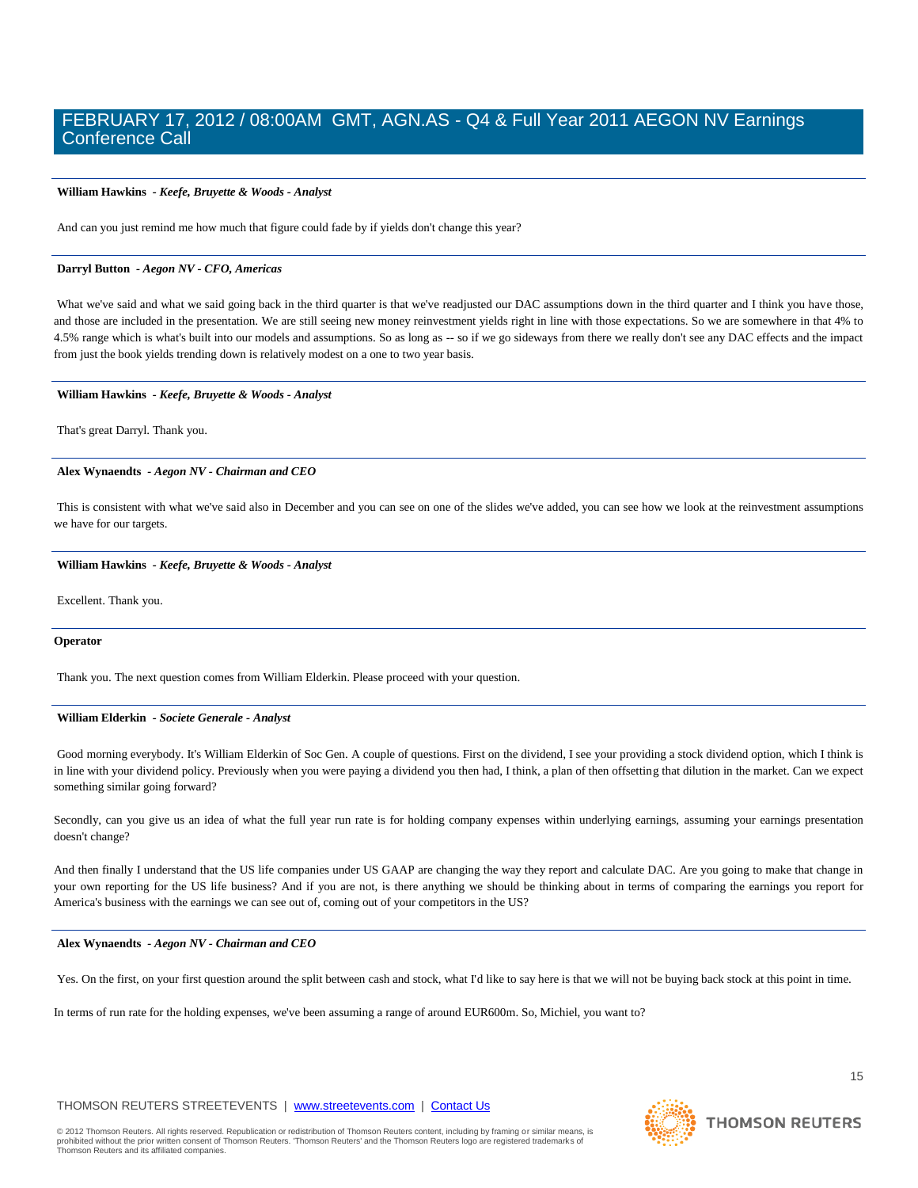**William Hawkins** *- Keefe, Bruyette & Woods - Analyst*

And can you just remind me how much that figure could fade by if yields don't change this year?

---

**Darryl Button** *- Aegon NV - CFO, Americas*

What we've said and what we said going back in the third quarter is that we've readjusted our DAC assumptions down in the third quarter and I think you have those, and those are included in the presentation. We are still seeing new money reinvestment yields right in line with those expectations. So we are somewhere in that 4% to 4.5% range which is what's built into our models and assumptions. So as long as -- so if we go sideways from there we really don't see any DAC effects and the impact from just the book yields trending down is relatively modest on a one to two year basis.

---

**William Hawkins** *- Keefe, Bruyette & Woods - Analyst*

That's great Darryl. Thank you.

---

**Alex Wynaendts** *- Aegon NV - Chairman and CEO*

This is consistent with what we've said also in December and you can see on one of the slides we've added, you can see how we look at the reinvestment assumptions we have for our targets.

---

**William Hawkins** *- Keefe, Bruyette & Woods - Analyst*

Excellent. Thank you.

---

**Operator**

Thank you. The next question comes from William Elderkin. Please proceed with your question.

---

**William Elderkin** *- Societe Generale - Analyst*

Good morning everybody. It's William Elderkin of Soc Gen. A couple of questions. First on the dividend, I see your providing a stock dividend option, which I think is in line with your dividend policy. Previously when you were paying a dividend you then had, I think, a plan of then offsetting that dilution in the market. Can we expect something similar going forward?

Secondly, can you give us an idea of what the full year run rate is for holding company expenses within underlying earnings, assuming your earnings presentation doesn't change?

And then finally I understand that the US life companies under US GAAP are changing the way they report and calculate DAC. Are you going to make that change in your own reporting for the US life business? And if you are not, is there anything we should be thinking about in terms of comparing the earnings you report for America's business with the earnings we can see out of, coming out of your competitors in the US?

---

**Alex Wynaendts** *- Aegon NV - Chairman and CEO*

Yes. On the first, on your first question around the split between cash and stock, what I'd like to say here is that we will not be buying back stock at this point in time.

In terms of run rate for the holding expenses, we've been assuming a range of around EUR600m. So, Michiel, you want to?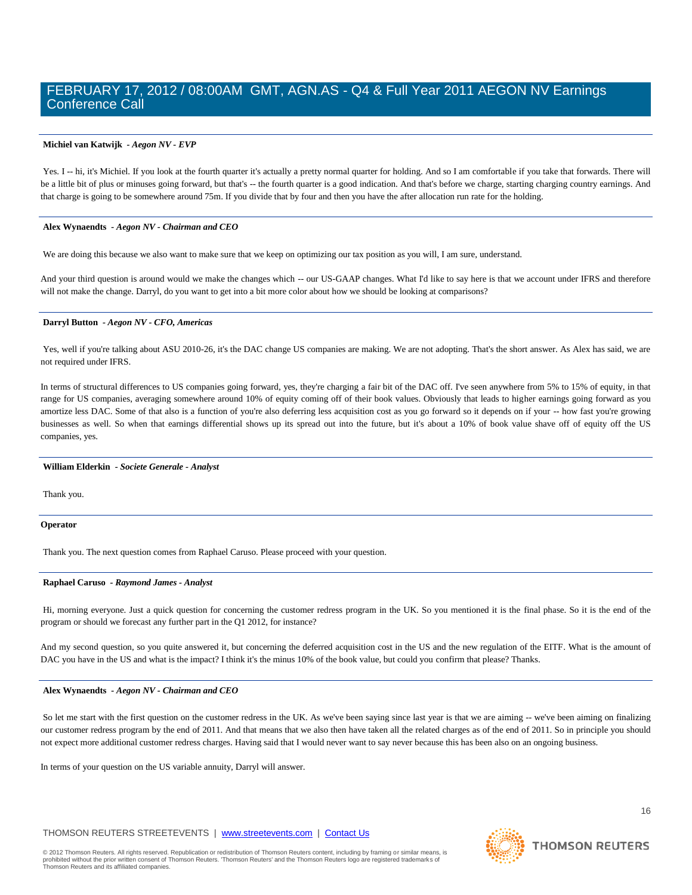**Michiel van Katwijk** *- Aegon NV - EVP*

Yes. I -- hi, it's Michiel. If you look at the fourth quarter it's actually a pretty normal quarter for holding. And so I am comfortable if you take that forwards. There will be a little bit of plus or minuses going forward, but that's -- the fourth quarter is a good indication. And that's before we charge, starting charging country earnings. And that charge is going to be somewhere around 75m. If you divide that by four and then you have the after allocation run rate for the holding.

**Alex Wynaendts** *- Aegon NV - Chairman and CEO*

We are doing this because we also want to make sure that we keep on optimizing our tax position as you will, I am sure, understand.

And your third question is around would we make the changes which -- our US-GAAP changes. What I'd like to say here is that we account under IFRS and therefore will not make the change. Darryl, do you want to get into a bit more color about how we should be looking at comparisons?

**Darryl Button** *- Aegon NV - CFO, Americas*

Yes, well if you're talking about ASU 2010-26, it's the DAC change US companies are making. We are not adopting. That's the short answer. As Alex has said, we are not required under IFRS.

In terms of structural differences to US companies going forward, yes, they're charging a fair bit of the DAC off. I've seen anywhere from 5% to 15% of equity, in that range for US companies, averaging somewhere around 10% of equity coming off of their book values. Obviously that leads to higher earnings going forward as you amortize less DAC. Some of that also is a function of you're also deferring less acquisition cost as you go forward so it depends on if your -- how fast you're growing businesses as well. So when that earnings differential shows up its spread out into the future, but it's about a 10% of book value shave off of equity off the US companies, yes.

**William Elderkin** *- Societe Generale - Analyst*

Thank you.

**Operator**

Thank you. The next question comes from Raphael Caruso. Please proceed with your question.

**Raphael Caruso** *- Raymond James - Analyst*

Hi, morning everyone. Just a quick question for concerning the customer redress program in the UK. So you mentioned it is the final phase. So it is the end of the program or should we forecast any further part in the Q1 2012, for instance?

And my second question, so you quite answered it, but concerning the deferred acquisition cost in the US and the new regulation of the EITF. What is the amount of DAC you have in the US and what is the impact? I think it's the minus 10% of the book value, but could you confirm that please? Thanks.

**Alex Wynaendts** *- Aegon NV - Chairman and CEO*

So let me start with the first question on the customer redress in the UK. As we've been saying since last year is that we are aiming -- we've been aiming on finalizing our customer redress program by the end of 2011. And that means that we also then have taken all the related charges as of the end of 2011. So in principle you should not expect more additional customer redress charges. Having said that I would never want to say never because this has been also on an ongoing business.

In terms of your question on the US variable annuity, Darryl will answer.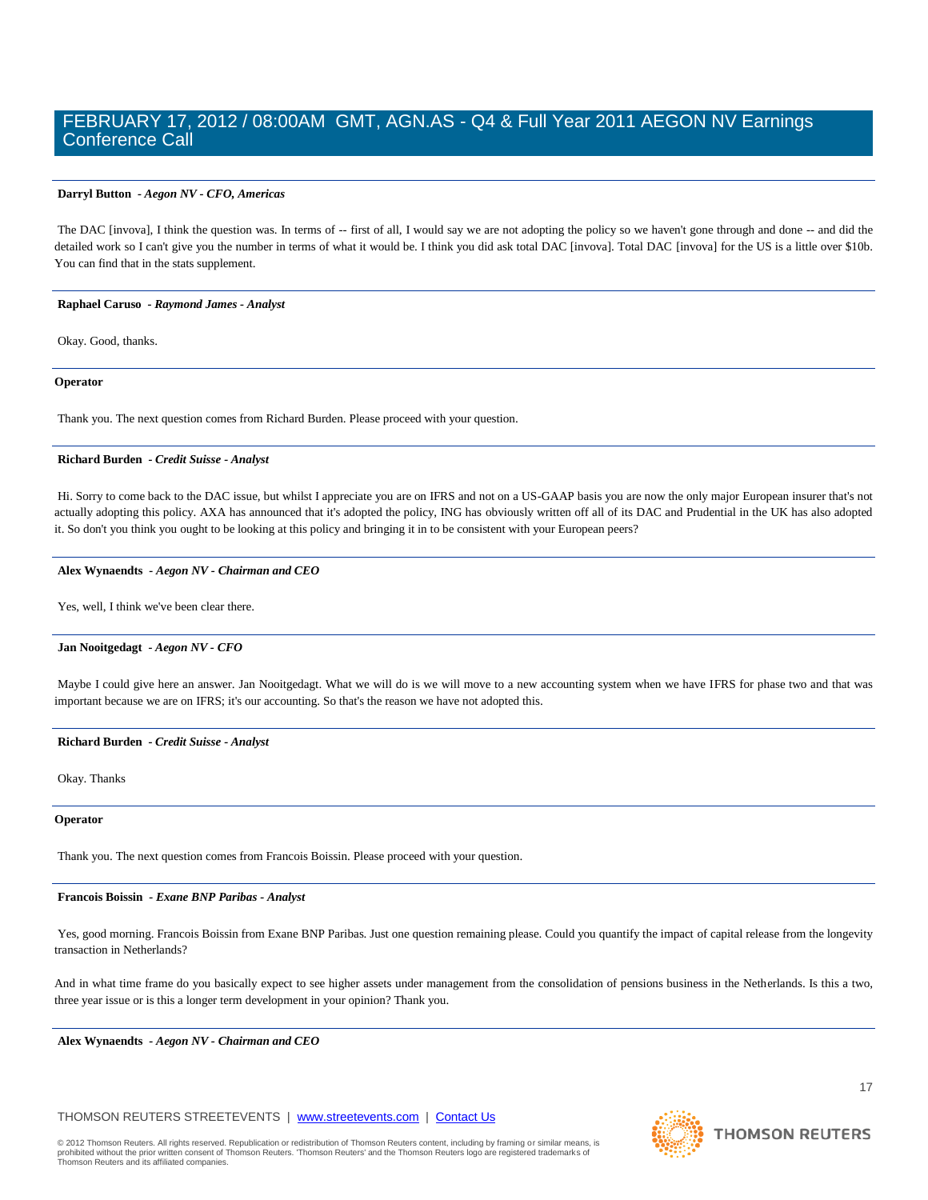**Darryl Button** *- Aegon NV - CFO, Americas*

The DAC [invova], I think the question was. In terms of -- first of all, I would say we are not adopting the policy so we haven't gone through and done -- and did the detailed work so I can't give you the number in terms of what it would be. I think you did ask total DAC [invova]. Total DAC [invova] for the US is a little over $10b. You can find that in the stats supplement.

---

**Raphael Caruso** *- Raymond James - Analyst*

Okay. Good, thanks.

---

**Operator**

Thank you. The next question comes from Richard Burden. Please proceed with your question.

---

**Richard Burden** *- Credit Suisse - Analyst*

Hi. Sorry to come back to the DAC issue, but whilst I appreciate you are on IFRS and not on a US-GAAP basis you are now the only major European insurer that's not actually adopting this policy. AXA has announced that it's adopted the policy, ING has obviously written off all of its DAC and Prudential in the UK has also adopted it. So don't you think you ought to be looking at this policy and bringing it in to be consistent with your European peers?

---

**Alex Wynaendts** *- Aegon NV - Chairman and CEO*

Yes, well, I think we've been clear there.

---

**Jan Nooitgedagt** *- Aegon NV - CFO*

Maybe I could give here an answer. Jan Nooitgedagt. What we will do is we will move to a new accounting system when we have IFRS for phase two and that was important because we are on IFRS; it's our accounting. So that's the reason we have not adopted this.

---

**Richard Burden** *- Credit Suisse - Analyst*

Okay. Thanks

---

**Operator**

Thank you. The next question comes from Francois Boissin. Please proceed with your question.

---

**Francois Boissin** *- Exane BNP Paribas - Analyst*

Yes, good morning. Francois Boissin from Exane BNP Paribas. Just one question remaining please. Could you quantify the impact of capital release from the longevity transaction in Netherlands?

And in what time frame do you basically expect to see higher assets under management from the consolidation of pensions business in the Netherlands. Is this a two, three year issue or is this a longer term development in your opinion? Thank you.

---

**Alex Wynaendts** *- Aegon NV - Chairman and CEO*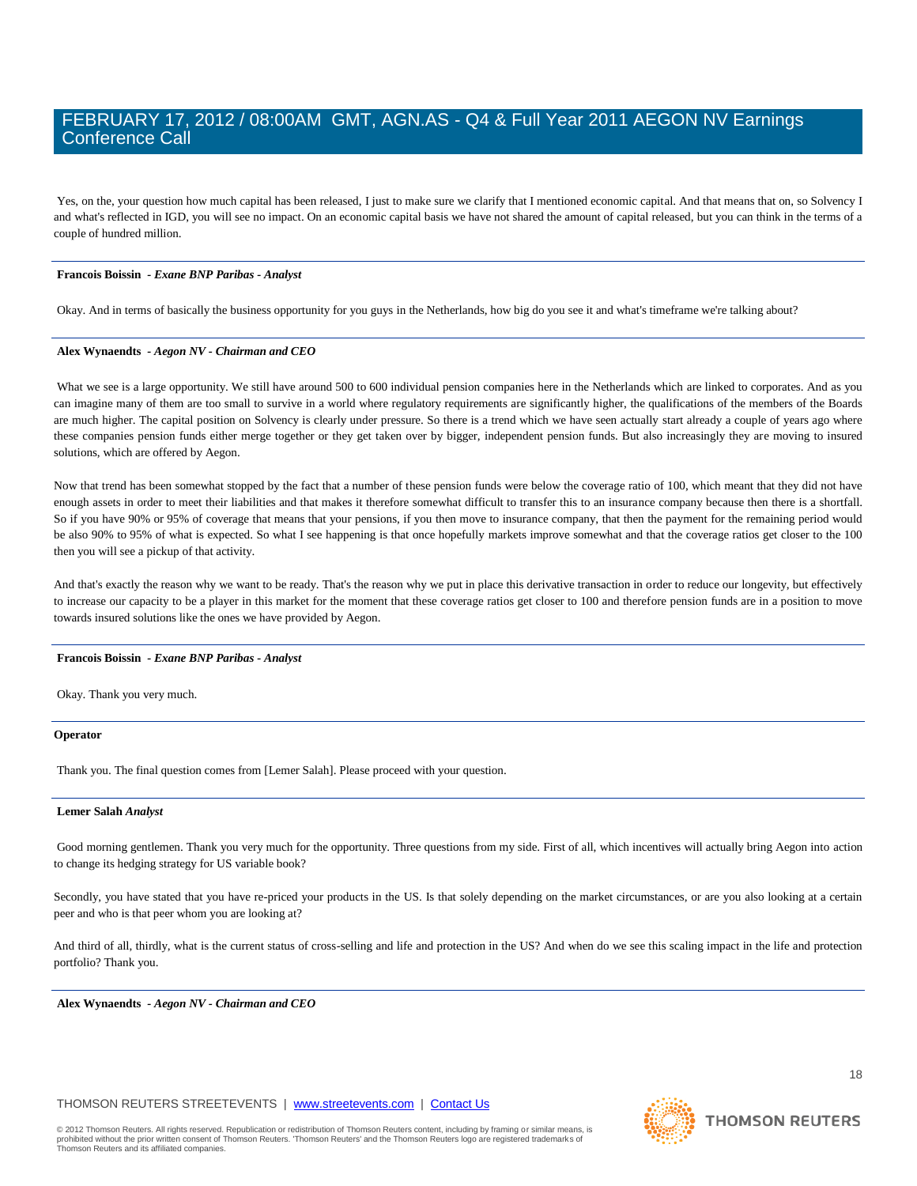Yes, on the, your question how much capital has been released, I just to make sure we clarify that I mentioned economic capital. And that means that on, so Solvency I and what's reflected in IGD, you will see no impact. On an economic capital basis we have not shared the amount of capital released, but you can think in the terms of a couple of hundred million.

---

**Francois Boissin** - ***Exane BNP Paribas - Analyst***

Okay. And in terms of basically the business opportunity for you guys in the Netherlands, how big do you see it and what's timeframe we're talking about?

---

**Alex Wynaendts** - ***Aegon NV - Chairman and CEO***

What we see is a large opportunity. We still have around 500 to 600 individual pension companies here in the Netherlands which are linked to corporates. And as you can imagine many of them are too small to survive in a world where regulatory requirements are significantly higher, the qualifications of the members of the Boards are much higher. The capital position on Solvency is clearly under pressure. So there is a trend which we have seen actually start already a couple of years ago where these companies pension funds either merge together or they get taken over by bigger, independent pension funds. But also increasingly they are moving to insured solutions, which are offered by Aegon.

Now that trend has been somewhat stopped by the fact that a number of these pension funds were below the coverage ratio of 100, which meant that they did not have enough assets in order to meet their liabilities and that makes it therefore somewhat difficult to transfer this to an insurance company because then there is a shortfall. So if you have 90% or 95% of coverage that means that your pensions, if you then move to insurance company, that then the payment for the remaining period would be also 90% to 95% of what is expected. So what I see happening is that once hopefully markets improve somewhat and that the coverage ratios get closer to the 100 then you will see a pickup of that activity.

And that's exactly the reason why we want to be ready. That's the reason why we put in place this derivative transaction in order to reduce our longevity, but effectively to increase our capacity to be a player in this market for the moment that these coverage ratios get closer to 100 and therefore pension funds are in a position to move towards insured solutions like the ones we have provided by Aegon.

---

**Francois Boissin** - ***Exane BNP Paribas - Analyst***

Okay. Thank you very much.

---

**Operator**

Thank you. The final question comes from [Lemer Salah]. Please proceed with your question.

---

**Lemer Salah** *Analyst*

Good morning gentlemen. Thank you very much for the opportunity. Three questions from my side. First of all, which incentives will actually bring Aegon into action to change its hedging strategy for US variable book?

Secondly, you have stated that you have re-priced your products in the US. Is that solely depending on the market circumstances, or are you also looking at a certain peer and who is that peer whom you are looking at?

And third of all, thirdly, what is the current status of cross-selling and life and protection in the US? And when do we see this scaling impact in the life and protection portfolio? Thank you.

---

**Alex Wynaendts** - ***Aegon NV - Chairman and CEO***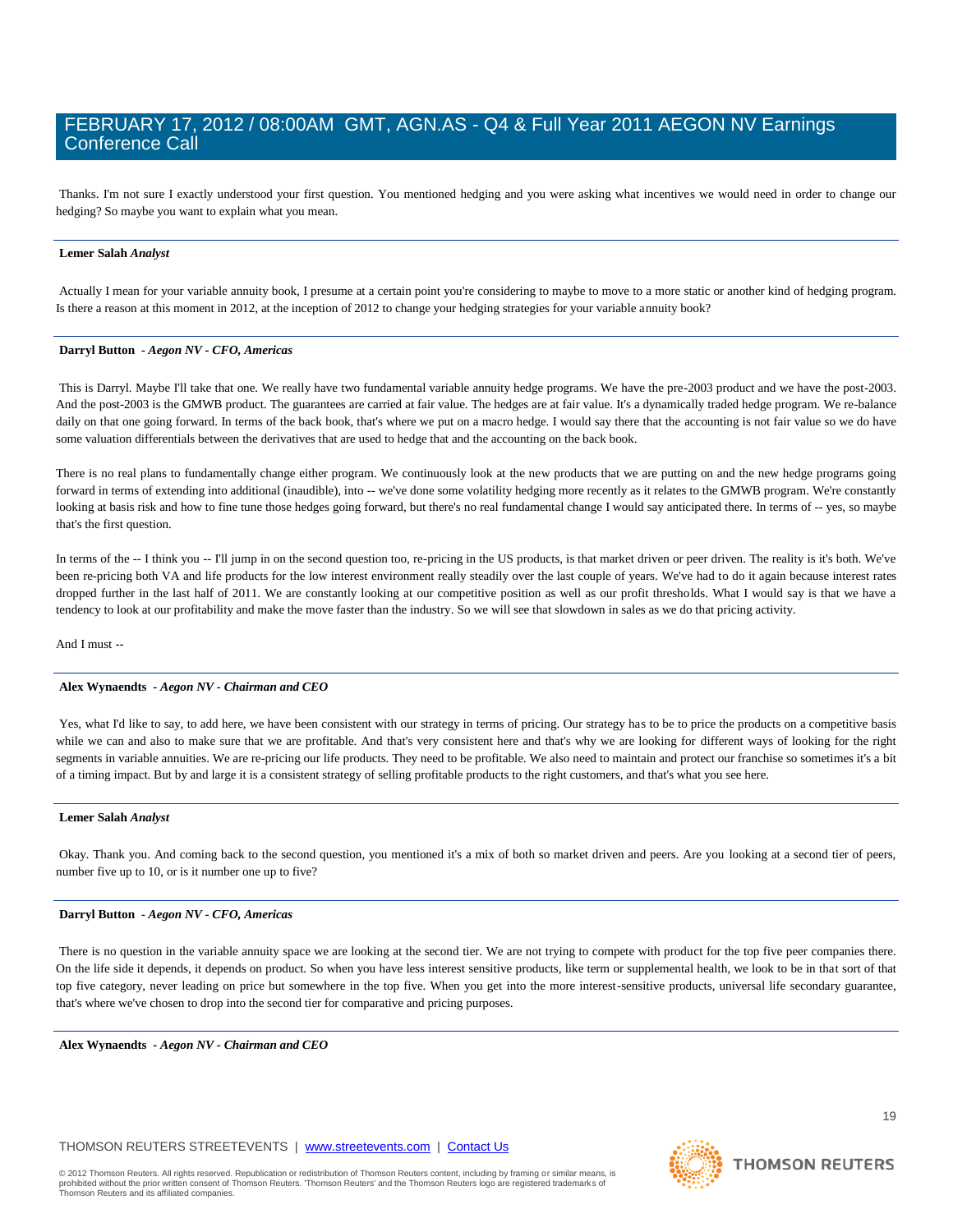Thanks. I'm not sure I exactly understood your first question. You mentioned hedging and you were asking what incentives we would need in order to change our hedging? So maybe you want to explain what you mean.

**Lemer Salah** *Analyst*

Actually I mean for your variable annuity book, I presume at a certain point you're considering to maybe to move to a more static or another kind of hedging program. Is there a reason at this moment in 2012, at the inception of 2012 to change your hedging strategies for your variable annuity book?

**Darryl Button** *- Aegon NV - CFO, Americas*

This is Darryl. Maybe I'll take that one. We really have two fundamental variable annuity hedge programs. We have the pre-2003 product and we have the post-2003. And the post-2003 is the GMWB product. The guarantees are carried at fair value. The hedges are at fair value. It's a dynamically traded hedge program. We re-balance daily on that one going forward. In terms of the back book, that's where we put on a macro hedge. I would say there that the accounting is not fair value so we do have some valuation differentials between the derivatives that are used to hedge that and the accounting on the back book.

There is no real plans to fundamentally change either program. We continuously look at the new products that we are putting on and the new hedge programs going forward in terms of extending into additional (inaudible), into -- we've done some volatility hedging more recently as it relates to the GMWB program. We're constantly looking at basis risk and how to fine tune those hedges going forward, but there's no real fundamental change I would say anticipated there. In terms of -- yes, so maybe that's the first question.

In terms of the -- I think you -- I'll jump in on the second question too, re-pricing in the US products, is that market driven or peer driven. The reality is it's both. We've been re-pricing both VA and life products for the low interest environment really steadily over the last couple of years. We've had to do it again because interest rates dropped further in the last half of 2011. We are constantly looking at our competitive position as well as our profit thresholds. What I would say is that we have a tendency to look at our profitability and make the move faster than the industry. So we will see that slowdown in sales as we do that pricing activity.

And I must --

**Alex Wynaendts** *- Aegon NV - Chairman and CEO*

Yes, what I'd like to say, to add here, we have been consistent with our strategy in terms of pricing. Our strategy has to be to price the products on a competitive basis while we can and also to make sure that we are profitable. And that's very consistent here and that's why we are looking for different ways of looking for the right segments in variable annuities. We are re-pricing our life products. They need to be profitable. We also need to maintain and protect our franchise so sometimes it's a bit of a timing impact. But by and large it is a consistent strategy of selling profitable products to the right customers, and that's what you see here.

**Lemer Salah** *Analyst*

Okay. Thank you. And coming back to the second question, you mentioned it's a mix of both so market driven and peers. Are you looking at a second tier of peers, number five up to 10, or is it number one up to five?

**Darryl Button** *- Aegon NV - CFO, Americas*

There is no question in the variable annuity space we are looking at the second tier. We are not trying to compete with product for the top five peer companies there. On the life side it depends, it depends on product. So when you have less interest sensitive products, like term or supplemental health, we look to be in that sort of that top five category, never leading on price but somewhere in the top five. When you get into the more interest-sensitive products, universal life secondary guarantee, that's where we've chosen to drop into the second tier for comparative and pricing purposes.

**Alex Wynaendts** *- Aegon NV - Chairman and CEO*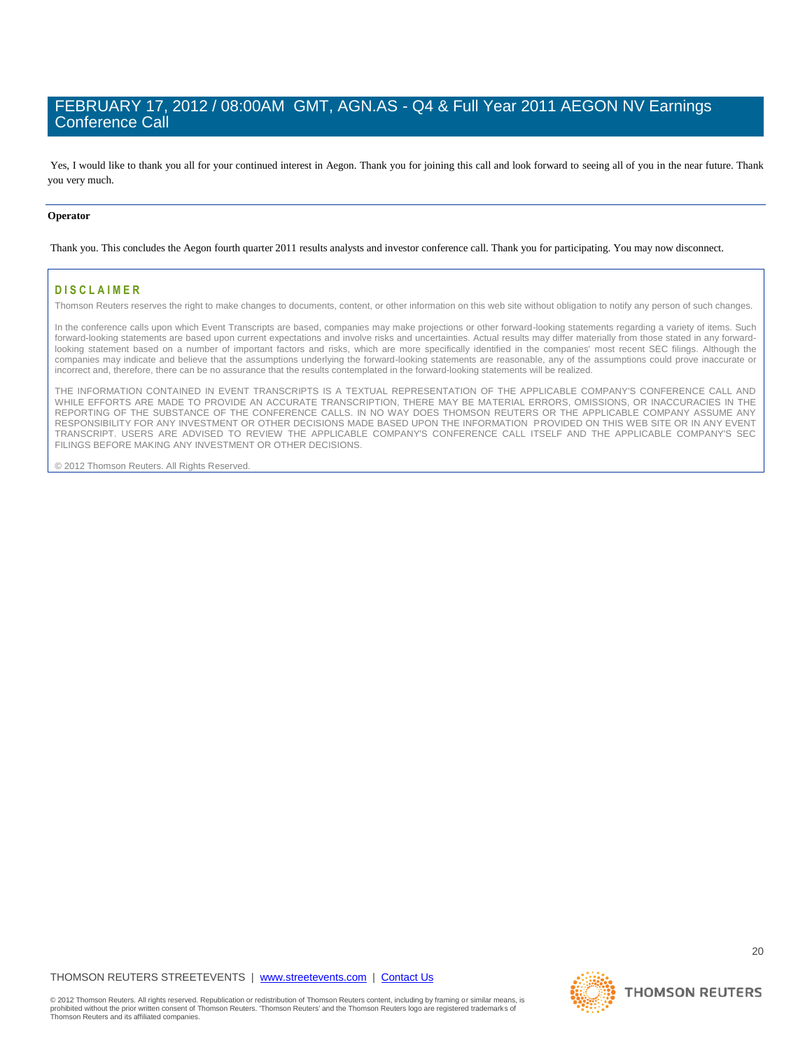Yes, I would like to thank you all for your continued interest in Aegon. Thank you for joining this call and look forward to seeing all of you in the near future. Thank you very much.

---

**Operator**

Thank you. This concludes the Aegon fourth quarter 2011 results analysts and investor conference call. Thank you for participating. You may now disconnect.

---

### DISCLAIMER

Thomson Reuters reserves the right to make changes to documents, content, or other information on this web site without obligation to notify any person of such changes.

In the conference calls upon which Event Transcripts are based, companies may make projections or other forward-looking statements regarding a variety of items. Such forward-looking statements are based upon current expectations and involve risks and uncertainties. Actual results may differ materially from those stated in any forward-looking statement based on a number of important factors and risks, which are more specifically identified in the companies' most recent SEC filings. Although the companies may indicate and believe that the assumptions underlying the forward-looking statements are reasonable, any of the assumptions could prove inaccurate or incorrect and, therefore, there can be no assurance that the results contemplated in the forward-looking statements will be realized.

THE INFORMATION CONTAINED IN EVENT TRANSCRIPTS IS A TEXTUAL REPRESENTATION OF THE APPLICABLE COMPANY'S CONFERENCE CALL AND WHILE EFFORTS ARE MADE TO PROVIDE AN ACCURATE TRANSCRIPTION, THERE MAY BE MATERIAL ERRORS, OMISSIONS, OR INACCURACIES IN THE REPORTING OF THE SUBSTANCE OF THE CONFERENCE CALLS. IN NO WAY DOES THOMSON REUTERS OR THE APPLICABLE COMPANY ASSUME ANY RESPONSIBILITY FOR ANY INVESTMENT OR OTHER DECISIONS MADE BASED UPON THE INFORMATION PROVIDED ON THIS WEB SITE OR IN ANY EVENT TRANSCRIPT. USERS ARE ADVISED TO REVIEW THE APPLICABLE COMPANY'S CONFERENCE CALL ITSELF AND THE APPLICABLE COMPANY'S SEC FILINGS BEFORE MAKING ANY INVESTMENT OR OTHER DECISIONS.

© 2012 Thomson Reuters. All Rights Reserved.